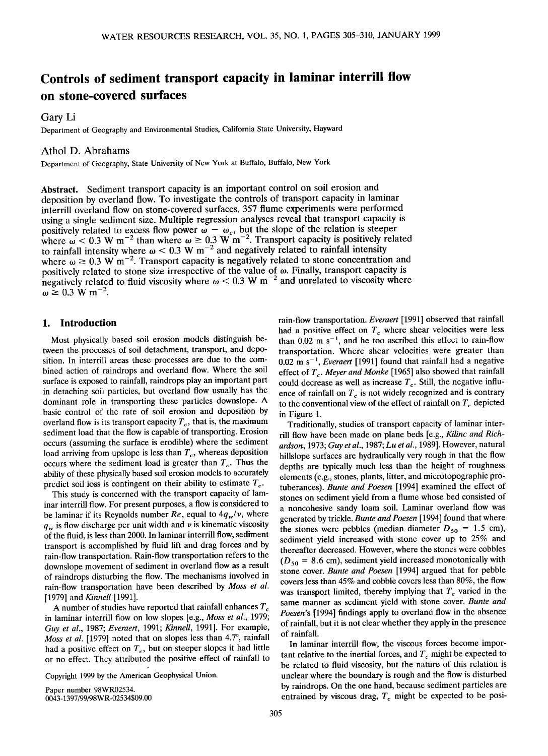# Controls of sediment transport capacity in laminar interrill flow on stone-covered surfaces

Gary Li

Department of Geography and Environmental Studies, California State University, Hayward

Athol D. Abrahams

Department of Geography, State University of New York at Buffalo, Buffalo, New York

**Abstract.** Sediment transport capacity is an important control on soil erosion and deposition by overland flow. To investigate the controls of transport capacity in laminar interrill overland flow on stone-covered surfaces, 357 flume experiments were performed using a single sediment size. Multiple regression analyses reveal that transport capacity is positively related to excess flow power $\omega - \omega_c$, but the slope of the relation is steeper where $\omega < 0.3$ W m$^{-2}$ than where $\omega \geq 0.3$ W m$^{-2}$. Transport capacity is positively related to rainfall intensity where $\omega < 0.3$ W m$^{-2}$ and negatively related to rainfall intensity where $\omega \geq 0.3$ W m$^{-2}$. Transport capacity is negatively related to stone concentration and positively related to stone size irrespective of the value of $\omega$. Finally, transport capacity is negatively related to fluid viscosity where $\omega < 0.3$ W m$^{-2}$ and unrelated to viscosity where $\omega \geq 0.3$ W m$^{-2}$.

## 1. Introduction

Most physically based soil erosion models distinguish between the processes of soil detachment, transport, and deposition. In interrill areas these processes are due to the combined action of raindrops and overland flow. Where the soil surface is exposed to rainfall, raindrops play an important part in detaching soil particles, but overland flow usually has the dominant role in transporting these particles downslope. A basic control of the rate of soil erosion and deposition by overland flow is its transport capacity $T_c$, that is, the maximum sediment load that the flow is capable of transporting. Erosion occurs (assuming the surface is erodible) where the sediment load arriving from upslope is less than $T_c$, whereas deposition occurs where the sediment load is greater than $T_c$. Thus the ability of these physically based soil erosion models to accurately predict soil loss is contingent on their ability to estimate $T_c$.

This study is concerned with the transport capacity of laminar interrill flow. For present purposes, a flow is considered to be laminar if its Reynolds number $Re$, equal to $4q_w/\nu$, where $q_w$ is flow discharge per unit width and $\nu$ is kinematic viscosity of the fluid, is less than 2000. In laminar interrill flow, sediment transport is accomplished by fluid lift and drag forces and by rain-flow transportation. Rain-flow transportation refers to the downslope movement of sediment in overland flow as a result of raindrops disturbing the flow. The mechanisms involved in rain-flow transportation have been described by *Moss et al.* [1979] and *Kinnell* [1991].

A number of studies have reported that rainfall enhances $T_c$ in laminar interrill flow on low slopes [e.g., *Moss et al.*, 1979; *Guy et al.*, 1987; *Everaert*, 1991; *Kinnell*, 1991]. For example, *Moss et al.* [1979] noted that on slopes less than 4.7°, rainfall had a positive effect on $T_c$, but on steeper slopes it had little or no effect. They attributed the positive effect of rainfall to rain-flow transportation. *Everaert* [1991] observed that rainfall had a positive effect on $T_c$ where shear velocities were less than 0.02 m s$^{-1}$, and he too ascribed this effect to rain-flow transportation. Where shear velocities were greater than 0.02 m s$^{-1}$, *Everaert* [1991] found that rainfall had a negative effect of $T_c$. *Meyer and Monke* [1965] also showed that rainfall could decrease as well as increase $T_c$. Still, the negative influence of rainfall on $T_c$ is not widely recognized and is contrary to the conventional view of the effect of rainfall on $T_c$ depicted in Figure 1.

Traditionally, studies of transport capacity of laminar interrill flow have been made on plane beds [e.g., *Kilinc and Richardson*, 1973; *Guy et al.*, 1987; *Lu et al.*, 1989]. However, natural hillslope surfaces are hydraulically very rough in that the flow depths are typically much less than the height of roughness elements (e.g., stones, plants, litter, and microtopographic protuberances). *Bunte and Poesen* [1994] examined the effect of stones on sediment yield from a flume whose bed consisted of a noncohesive sandy loam soil. Laminar overland flow was generated by trickle. *Bunte and Poesen* [1994] found that where the stones were pebbles (median diameter $D_{50}$ = 1.5 cm), sediment yield increased with stone cover up to 25% and thereafter decreased. However, where the stones were cobbles ($D_{50}$ = 8.6 cm), sediment yield increased monotonically with stone cover. *Bunte and Poesen* [1994] argued that for pebble covers less than 45% and cobble covers less than 80%, the flow was transport limited, thereby implying that $T_c$ varied in the same manner as sediment yield with stone cover. *Bunte and Poesen*'s [1994] findings apply to overland flow in the absence of rainfall, but it is not clear whether they apply in the presence of rainfall.

In laminar interrill flow, the viscous forces become important relative to the inertial forces, and $T_c$ might be expected to be related to fluid viscosity, but the nature of this relation is unclear where the boundary is rough and the flow is disturbed by raindrops. On the one hand, because sediment particles are entrained by viscous drag, $T_c$ might be expected to be posi-

Copyright 1999 by the American Geophysical Union.

Paper number 98WR02534.
0043-1397/99/98WR-02534$09.00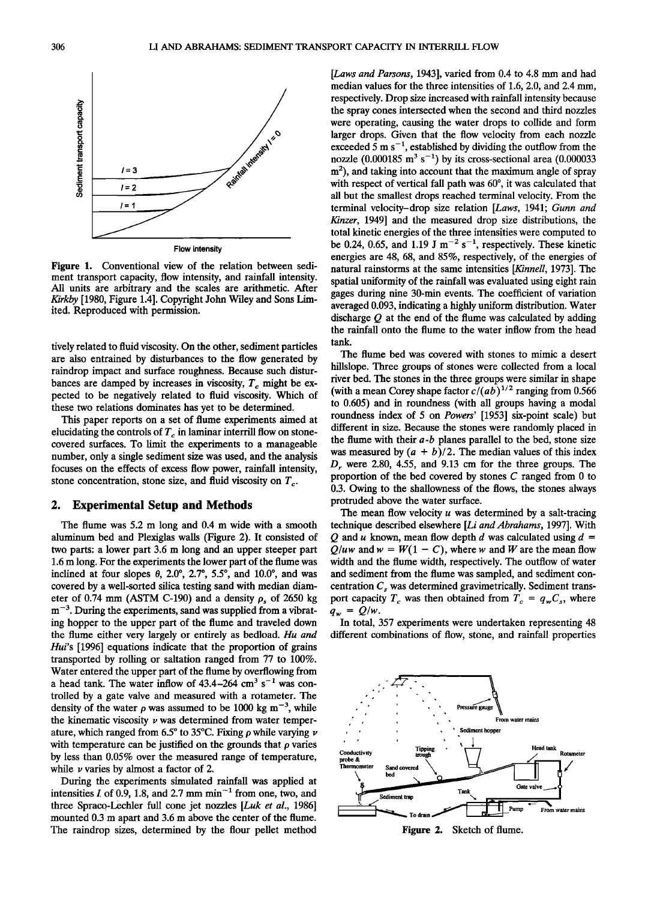Figure 1. Conventional view of the relation between sediment transport capacity, flow intensity, and rainfall intensity. All units are arbitrary and the scales are arithmetic. After *Kirkby* [1980, Figure 1.4]. Copyright John Wiley and Sons Limited. Reproduced with permission.

tively related to fluid viscosity. On the other, sediment particles are also entrained by disturbances to the flow generated by raindrop impact and surface roughness. Because such disturbances are damped by increases in viscosity, $T_c$ might be expected to be negatively related to fluid viscosity. Which of these two relations dominates has yet to be determined.

This paper reports on a set of flume experiments aimed at elucidating the controls of $T_c$ in laminar interrill flow on stone-covered surfaces. To limit the experiments to a manageable number, only a single sediment size was used, and the analysis focuses on the effects of excess flow power, rainfall intensity, stone concentration, stone size, and fluid viscosity on $T_c$.

## 2. Experimental Setup and Methods

The flume was 5.2 m long and 0.4 m wide with a smooth aluminum bed and Plexiglas walls (Figure 2). It consisted of two parts: a lower part 3.6 m long and an upper steeper part 1.6 m long. For the experiments the lower part of the flume was inclined at four slopes $\theta$, 2.0°, 2.7°, 5.5°, and 10.0°, and was covered by a well-sorted silica testing sand with median diameter of 0.74 mm (ASTM C-190) and a density $\rho_s$ of 2650 kg m$^{-3}$. During the experiments, sand was supplied from a vibrating hopper to the upper part of the flume and traveled down the flume either very largely or entirely as bedload. *Hu and Hui*'s [1996] equations indicate that the proportion of grains transported by rolling or saltation ranged from 77 to 100%. Water entered the upper part of the flume by overflowing from a head tank. The water inflow of 43.4–264 cm$^3$ s$^{-1}$ was controlled by a gate valve and measured with a rotameter. The density of the water $\rho$ was assumed to be 1000 kg m$^{-3}$, while the kinematic viscosity $\nu$ was determined from water temperature, which ranged from 6.5° to 35°C. Fixing $\rho$ while varying $\nu$ with temperature can be justified on the grounds that $\rho$ varies by less than 0.05% over the measured range of temperature, while $\nu$ varies by almost a factor of 2.

During the experiments simulated rainfall was applied at intensities $I$ of 0.9, 1.8, and 2.7 mm min$^{-1}$ from one, two, and three Spraco-Lechler full cone jet nozzles [*Luk et al.*, 1986] mounted 0.3 m apart and 3.6 m above the center of the flume. The raindrop sizes, determined by the flour pellet method [*Laws and Parsons*, 1943], varied from 0.4 to 4.8 mm and had median values for the three intensities of 1.6, 2.0, and 2.4 mm, respectively. Drop size increased with rainfall intensity because the spray cones intersected when the second and third nozzles were operating, causing the water drops to collide and form larger drops. Given that the flow velocity from each nozzle exceeded 5 m s$^{-1}$, established by dividing the outflow from the nozzle (0.000185 m$^3$ s$^{-1}$) by its cross-sectional area (0.000033 m$^2$), and taking into account that the maximum angle of spray with respect of vertical fall path was 60°, it was calculated that all but the smallest drops reached terminal velocity. From the terminal velocity–drop size relation [*Laws*, 1941; *Gunn and Kinzer*, 1949] and the measured drop size distributions, the total kinetic energies of the three intensities were computed to be 0.24, 0.65, and 1.19 J m$^{-2}$ s$^{-1}$, respectively. These kinetic energies are 48, 68, and 85%, respectively, of the energies of natural rainstorms at the same intensities [*Kinnell*, 1973]. The spatial uniformity of the rainfall was evaluated using eight rain gages during nine 30-min events. The coefficient of variation averaged 0.093, indicating a highly uniform distribution. Water discharge $Q$ at the end of the flume was calculated by adding the rainfall onto the flume to the water inflow from the head tank.

The flume bed was covered with stones to mimic a desert hillslope. Three groups of stones were collected from a local river bed. The stones in the three groups were similar in shape (with a mean Corey shape factor $c/(ab)^{1/2}$ ranging from 0.566 to 0.605) and in roundness (with all groups having a modal roundness index of 5 on *Powers*' [1953] six-point scale) but different in size. Because the stones were randomly placed in the flume with their $a$-$b$ planes parallel to the bed, stone size was measured by $(a + b)/2$. The median values of this index $D_r$ were 2.80, 4.55, and 9.13 cm for the three groups. The proportion of the bed covered by stones $C$ ranged from 0 to 0.3. Owing to the shallowness of the flows, the stones always protruded above the water surface.

The mean flow velocity $u$ was determined by a salt-tracing technique described elsewhere [*Li and Abrahams*, 1997]. With $Q$ and $u$ known, mean flow depth $d$ was calculated using $d = Q/uw$ and $w = W(1 - C)$, where $w$ and $W$ are the mean flow width and the flume width, respectively. The outflow of water and sediment from the flume was sampled, and sediment concentration $C_s$ was determined gravimetrically. Sediment transport capacity $T_c$ was then obtained from $T_c = q_w C_s$, where $q_w = Q/w$.

In total, 357 experiments were undertaken representing 48 different combinations of flow, stone, and rainfall properties

Figure 2. Sketch of flume.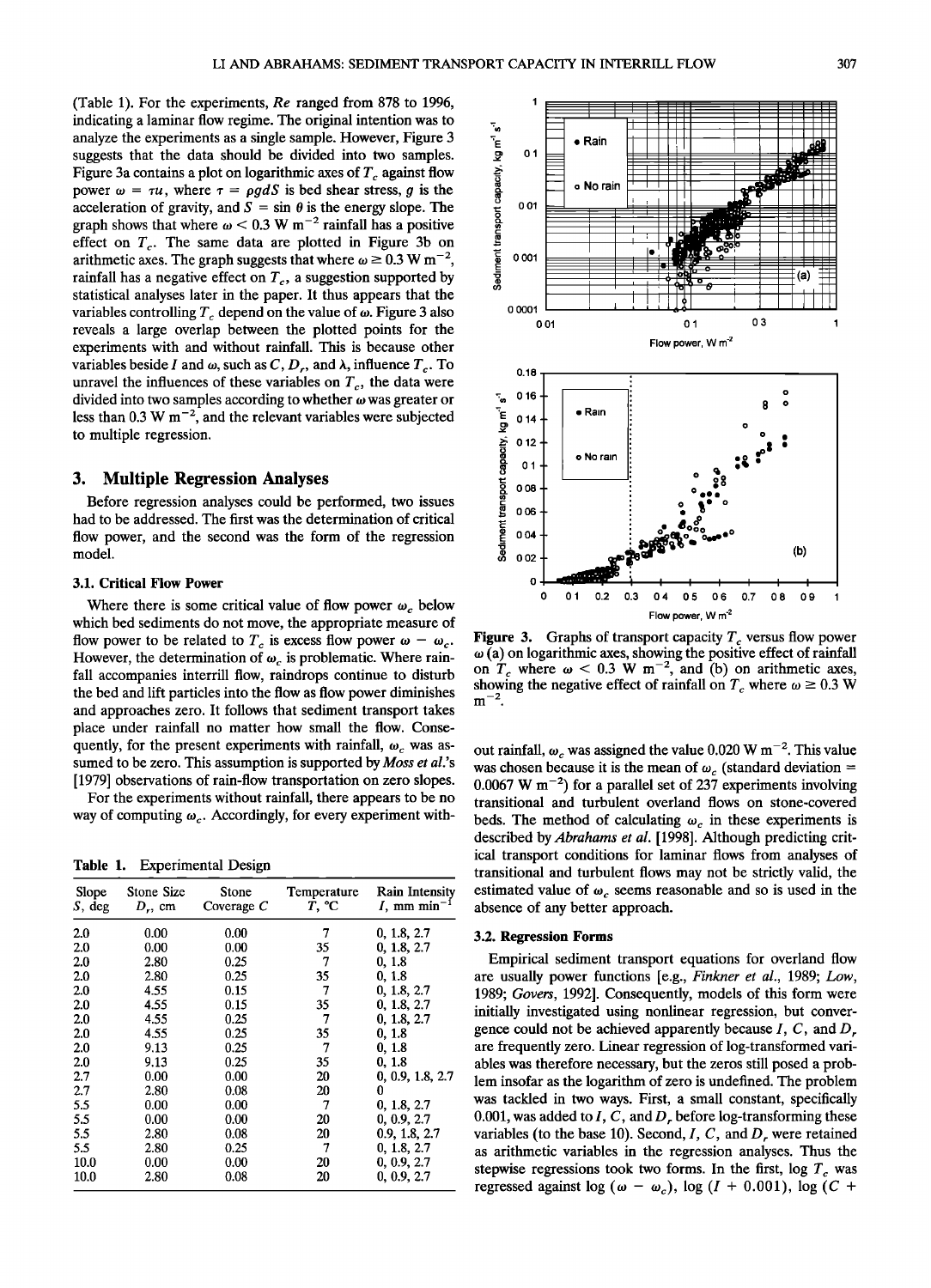(Table 1). For the experiments, $Re$ ranged from 878 to 1996, indicating a laminar flow regime. The original intention was to analyze the experiments as a single sample. However, Figure 3 suggests that the data should be divided into two samples. Figure 3a contains a plot on logarithmic axes of $T_c$ against flow power $\omega = \tau u$, where $\tau = \rho g d S$ is bed shear stress, $g$ is the acceleration of gravity, and $S = \sin \theta$ is the energy slope. The graph shows that where $\omega < 0.3$ W m$^{-2}$ rainfall has a positive effect on $T_c$. The same data are plotted in Figure 3b on arithmetic axes. The graph suggests that where $\omega \geq 0.3$ W m$^{-2}$, rainfall has a negative effect on $T_c$, a suggestion supported by statistical analyses later in the paper. It thus appears that the variables controlling $T_c$ depend on the value of $\omega$. Figure 3 also reveals a large overlap between the plotted points for the experiments with and without rainfall. This is because other variables beside $I$ and $\omega$, such as $C$, $D_r$, and $\lambda$, influence $T_c$. To unravel the influences of these variables on $T_c$, the data were divided into two samples according to whether $\omega$ was greater or less than 0.3 W m$^{-2}$, and the relevant variables were subjected to multiple regression.

## 3. Multiple Regression Analyses

Before regression analyses could be performed, two issues had to be addressed. The first was the determination of critical flow power, and the second was the form of the regression model.

### 3.1. Critical Flow Power

Where there is some critical value of flow power $\omega_c$ below which bed sediments do not move, the appropriate measure of flow power to be related to $T_c$ is excess flow power $\omega - \omega_c$. However, the determination of $\omega_c$ is problematic. Where rainfall accompanies interrill flow, raindrops continue to disturb the bed and lift particles into the flow as flow power diminishes and approaches zero. It follows that sediment transport takes place under rainfall no matter how small the flow. Consequently, for the present experiments with rainfall, $\omega_c$ was assumed to be zero. This assumption is supported by *Moss et al.*'s [1979] observations of rain-flow transportation on zero slopes.

For the experiments without rainfall, there appears to be no way of computing $\omega_c$. Accordingly, for every experiment without rainfall, $\omega_c$ was assigned the value 0.020 W m$^{-2}$. This value was chosen because it is the mean of $\omega_c$ (standard deviation = 0.0067 W m$^{-2}$) for a parallel set of 237 experiments involving transitional and turbulent overland flows on stone-covered beds. The method of calculating $\omega_c$ in these experiments is described by *Abrahams et al.* [1998]. Although predicting critical transport conditions for laminar flows from analyses of transitional and turbulent flows may not be strictly valid, the estimated value of $\omega_c$ seems reasonable and so is used in the absence of any better approach.

**Table 1.** Experimental Design

| Slope $S$, deg | Stone Size $D_r$, cm | Stone Coverage $C$ | Temperature $T$, °C | Rain Intensity $I$, mm min$^{-1}$ |
|---|---|---|---|---|
| 2.0 | 0.00 | 0.00 | 7 | 0, 1.8, 2.7 |
| 2.0 | 0.00 | 0.00 | 35 | 0, 1.8, 2.7 |
| 2.0 | 2.80 | 0.25 | 7 | 0, 1.8 |
| 2.0 | 2.80 | 0.25 | 35 | 0, 1.8 |
| 2.0 | 4.55 | 0.15 | 7 | 0, 1.8, 2.7 |
| 2.0 | 4.55 | 0.15 | 35 | 0, 1.8, 2.7 |
| 2.0 | 4.55 | 0.25 | 7 | 0, 1.8, 2.7 |
| 2.0 | 4.55 | 0.25 | 35 | 0, 1.8 |
| 2.0 | 9.13 | 0.25 | 7 | 0, 1.8 |
| 2.0 | 9.13 | 0.25 | 35 | 0, 1.8 |
| 2.7 | 0.00 | 0.00 | 20 | 0, 0.9, 1.8, 2.7 |
| 2.7 | 2.80 | 0.08 | 20 | 0 |
| 5.5 | 0.00 | 0.00 | 7 | 0, 1.8, 2.7 |
| 5.5 | 0.00 | 0.00 | 20 | 0, 0.9, 2.7 |
| 5.5 | 2.80 | 0.08 | 20 | 0.9, 1.8, 2.7 |
| 5.5 | 2.80 | 0.25 | 7 | 0, 1.8, 2.7 |
| 10.0 | 0.00 | 0.00 | 20 | 0, 0.9, 2.7 |
| 10.0 | 2.80 | 0.08 | 20 | 0, 0.9, 2.7 |

Figure 3. Graphs of transport capacity $T_c$ versus flow power $\omega$ (a) on logarithmic axes, showing the positive effect of rainfall on $T_c$ where $\omega < 0.3$ W m$^{-2}$, and (b) on arithmetic axes, showing the negative effect of rainfall on $T_c$ where $\omega \geq 0.3$ W m$^{-2}$.

### 3.2. Regression Forms

Empirical sediment transport equations for overland flow are usually power functions [e.g., *Finkner et al.*, 1989; *Low*, 1989; *Govers*, 1992]. Consequently, models of this form were initially investigated using nonlinear regression, but convergence could not be achieved apparently because $I$, $C$, and $D_r$ are frequently zero. Linear regression of log-transformed variables was therefore necessary, but the zeros still posed a problem insofar as the logarithm of zero is undefined. The problem was tackled in two ways. First, a small constant, specifically 0.001, was added to $I$, $C$, and $D_r$ before log-transforming these variables (to the base 10). Second, $I$, $C$, and $D_r$ were retained as arithmetic variables in the regression analyses. Thus the stepwise regressions took two forms. In the first, $\log T_c$ was regressed against $\log(\omega - \omega_c)$, $\log(I + 0.001)$, $\log(C +$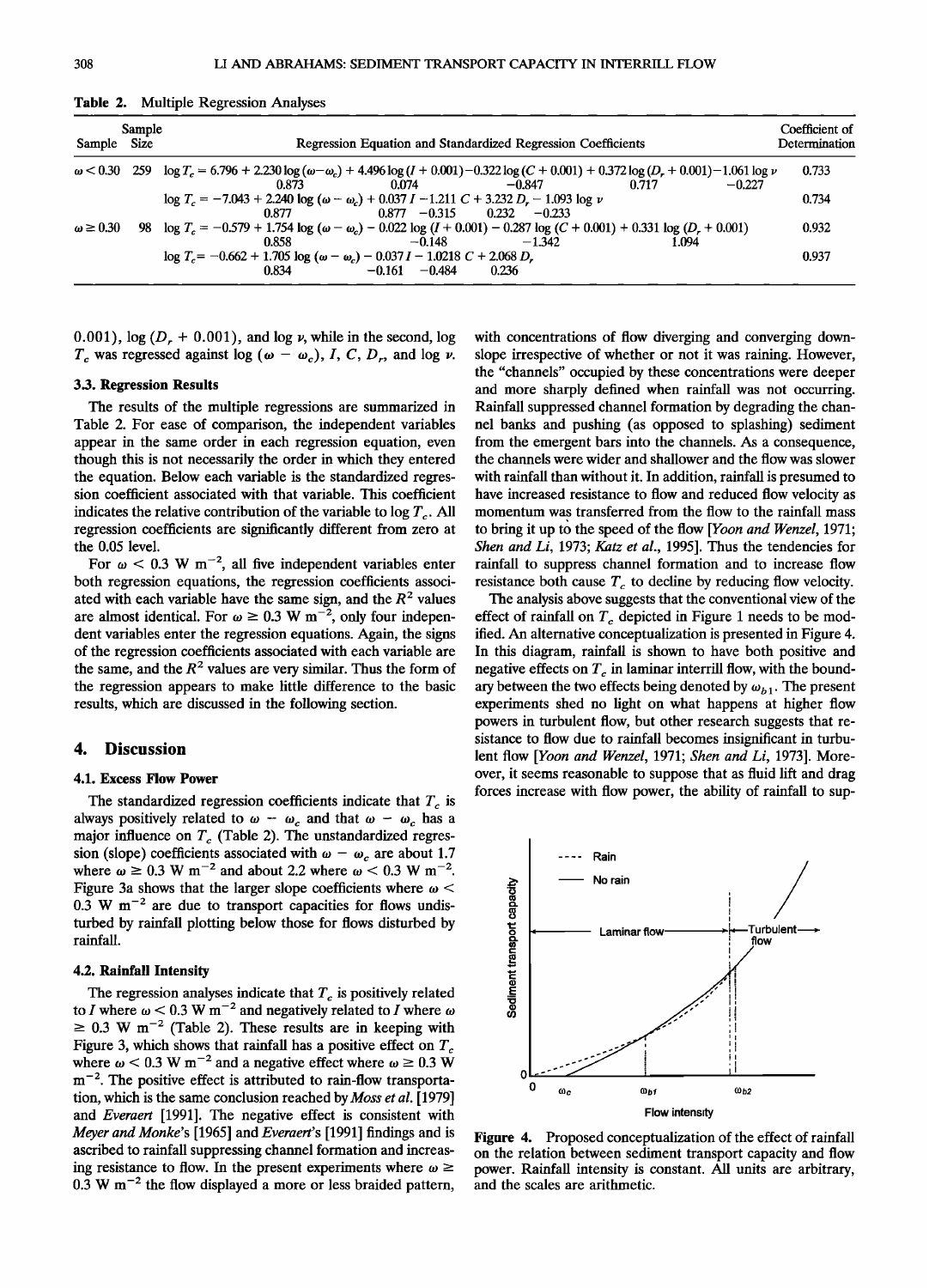Table 2. Multiple Regression Analyses

| Sample | Sample Size | Regression Equation and Standardized Regression Coefficients | Coefficient of Determination |
|---|---|---|---|
| $\omega < 0.30$ | 259 | $\log T_c = 6.796 + 2.230 \log(\omega - \omega_c) + 4.496 \log(I + 0.001) - 0.322 \log(C + 0.001) + 0.372 \log(D_r + 0.001) - 1.061 \log \nu$ | 0.733 |
| | | 0.873 &nbsp; 0.074 &nbsp; −0.847 &nbsp; 0.717 &nbsp; −0.227 | |
| | | $\log T_c = -7.043 + 2.240 \log(\omega - \omega_c) + 0.037 I - 1.211 C + 3.232 D_r - 1.093 \log \nu$ | 0.734 |
| | | 0.877 &nbsp; 0.877 &nbsp; −0.315 &nbsp; 0.232 &nbsp; −0.233 | |
| $\omega \geq 0.30$ | 98 | $\log T_c = -0.579 + 1.754 \log(\omega - \omega_c) - 0.022 \log(I + 0.001) - 0.287 \log(C + 0.001) + 0.331 \log(D_r + 0.001)$ | 0.932 |
| | | 0.858 &nbsp; −0.148 &nbsp; −1.342 &nbsp; 1.094 | |
| | | $\log T_c = -0.662 + 1.705 \log(\omega - \omega_c) - 0.037 I - 1.0218 C + 2.068 D_r$ | 0.937 |
| | | 0.834 &nbsp; −0.161 &nbsp; −0.484 &nbsp; 0.236 | |

0.001), $\log(D_r + 0.001)$, and $\log \nu$, while in the second, $\log T_c$ was regressed against $\log(\omega - \omega_c)$, $I$, $C$, $D_r$, and $\log \nu$.

### 3.3. Regression Results

The results of the multiple regressions are summarized in Table 2. For ease of comparison, the independent variables appear in the same order in each regression equation, even though this is not necessarily the order in which they entered the equation. Below each variable is the standardized regression coefficient associated with that variable. This coefficient indicates the relative contribution of the variable to $\log T_c$. All regression coefficients are significantly different from zero at the 0.05 level.

For $\omega < 0.3$ W m$^{-2}$, all five independent variables enter both regression equations, the regression coefficients associated with each variable have the same sign, and the $R^2$ values are almost identical. For $\omega \geq 0.3$ W m$^{-2}$, only four independent variables enter the regression equations. Again, the signs of the regression coefficients associated with each variable are the same, and the $R^2$ values are very similar. Thus the form of the regression appears to make little difference to the basic results, which are discussed in the following section.

## 4. Discussion

### 4.1. Excess Flow Power

The standardized regression coefficients indicate that $T_c$ is always positively related to $\omega - \omega_c$ and that $\omega - \omega_c$ has a major influence on $T_c$ (Table 2). The unstandardized regression (slope) coefficients associated with $\omega - \omega_c$ are about 1.7 where $\omega \geq 0.3$ W m$^{-2}$ and about 2.2 where $\omega < 0.3$ W m$^{-2}$. Figure 3a shows that the larger slope coefficients where $\omega < 0.3$ W m$^{-2}$ are due to transport capacities for flows undisturbed by rainfall plotting below those for flows disturbed by rainfall.

### 4.2. Rainfall Intensity

The regression analyses indicate that $T_c$ is positively related to $I$ where $\omega < 0.3$ W m$^{-2}$ and negatively related to $I$ where $\omega \geq 0.3$ W m$^{-2}$ (Table 2). These results are in keeping with Figure 3, which shows that rainfall has a positive effect on $T_c$ where $\omega < 0.3$ W m$^{-2}$ and a negative effect where $\omega \geq 0.3$ W m$^{-2}$. The positive effect is attributed to rain-flow transportation, which is the same conclusion reached by *Moss et al.* [1979] and *Everaert* [1991]. The negative effect is consistent with *Meyer and Monke*'s [1965] and *Everaert*'s [1991] findings and is ascribed to rainfall suppressing channel formation and increasing resistance to flow. In the present experiments where $\omega \geq 0.3$ W m$^{-2}$ the flow displayed a more or less braided pattern, with concentrations of flow diverging and converging downslope irrespective of whether or not it was raining. However, the "channels" occupied by these concentrations were deeper and more sharply defined when rainfall was not occurring. Rainfall suppressed channel formation by degrading the channel banks and pushing (as opposed to splashing) sediment from the emergent bars into the channels. As a consequence, the channels were wider and shallower and the flow was slower with rainfall than without it. In addition, rainfall is presumed to have increased resistance to flow and reduced flow velocity as momentum was transferred from the flow to the rainfall mass to bring it up to the speed of the flow [*Yoon and Wenzel*, 1971; *Shen and Li*, 1973; *Katz et al.*, 1995]. Thus the tendencies for rainfall to suppress channel formation and to increase flow resistance both cause $T_c$ to decline by reducing flow velocity.

The analysis above suggests that the conventional view of the effect of rainfall on $T_c$ depicted in Figure 1 needs to be modified. An alternative conceptualization is presented in Figure 4. In this diagram, rainfall is shown to have both positive and negative effects on $T_c$ in laminar interrill flow, with the boundary between the two effects being denoted by $\omega_{b1}$. The present experiments shed no light on what happens at higher flow powers in turbulent flow, but other research suggests that resistance to flow due to rainfall becomes insignificant in turbulent flow [*Yoon and Wenzel*, 1971; *Shen and Li*, 1973]. Moreover, it seems reasonable to suppose that as fluid lift and drag forces increase with flow power, the ability of rainfall to sup-

Figure 4. Proposed conceptualization of the effect of rainfall on the relation between sediment transport capacity and flow power. Rainfall intensity is constant. All units are arbitrary, and the scales are arithmetic.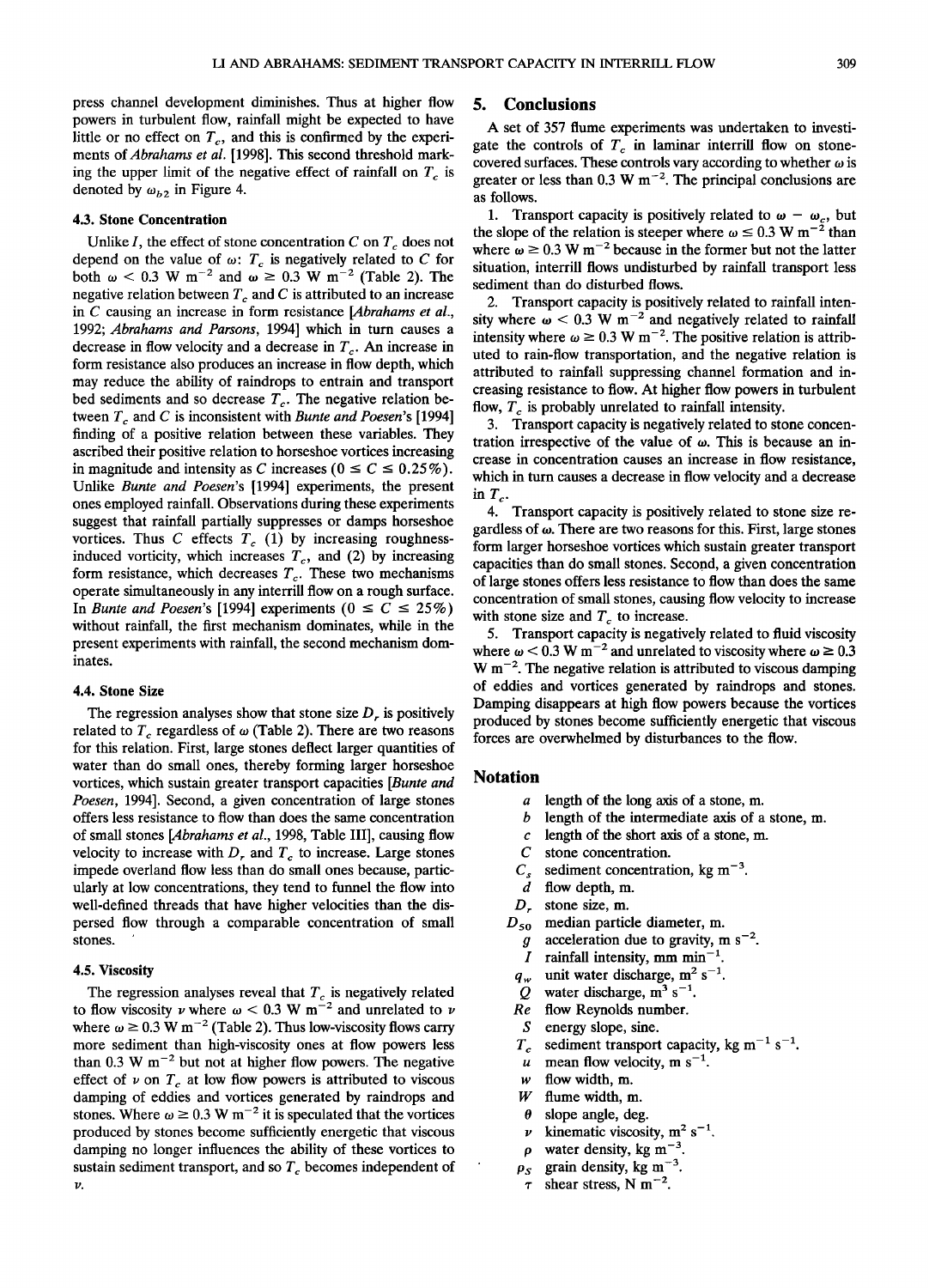press channel development diminishes. Thus at higher flow powers in turbulent flow, rainfall might be expected to have little or no effect on $T_c$, and this is confirmed by the experiments of *Abrahams et al.* [1998]. This second threshold marking the upper limit of the negative effect of rainfall on $T_c$ is denoted by $\omega_{b2}$ in Figure 4.

### 4.3. Stone Concentration

Unlike $I$, the effect of stone concentration $C$ on $T_c$ does not depend on the value of $\omega$: $T_c$ is negatively related to $C$ for both $\omega < 0.3$ W m$^{-2}$ and $\omega \geq 0.3$ W m$^{-2}$ (Table 2). The negative relation between $T_c$ and $C$ is attributed to an increase in $C$ causing an increase in form resistance [*Abrahams et al.*, 1992; *Abrahams and Parsons*, 1994] which in turn causes a decrease in flow velocity and a decrease in $T_c$. An increase in form resistance also produces an increase in flow depth, which may reduce the ability of raindrops to entrain and transport bed sediments and so decrease $T_c$. The negative relation between $T_c$ and $C$ is inconsistent with *Bunte and Poesen*'s [1994] finding of a positive relation between these variables. They ascribed their positive relation to horseshoe vortices increasing in magnitude and intensity as $C$ increases ($0 \leq C \leq 0.25\%$). Unlike *Bunte and Poesen*'s [1994] experiments, the present ones employed rainfall. Observations during these experiments suggest that rainfall partially suppresses or damps horseshoe vortices. Thus $C$ effects $T_c$ (1) by increasing roughness-induced vorticity, which increases $T_c$, and (2) by increasing form resistance, which decreases $T_c$. These two mechanisms operate simultaneously in any interrill flow on a rough surface. In *Bunte and Poesen*'s [1994] experiments ($0 \leq C \leq 25\%$) without rainfall, the first mechanism dominates, while in the present experiments with rainfall, the second mechanism dominates.

### 4.4. Stone Size

The regression analyses show that stone size $D_r$ is positively related to $T_c$ regardless of $\omega$ (Table 2). There are two reasons for this relation. First, large stones deflect larger quantities of water than do small ones, thereby forming larger horseshoe vortices, which sustain greater transport capacities [*Bunte and Poesen*, 1994]. Second, a given concentration of large stones offers less resistance to flow than does the same concentration of small stones [*Abrahams et al.*, 1998, Table III], causing flow velocity to increase with $D_r$ and $T_c$ to increase. Large stones impede overland flow less than do small ones because, particularly at low concentrations, they tend to funnel the flow into well-defined threads that have higher velocities than the dispersed flow through a comparable concentration of small stones.

### 4.5. Viscosity

The regression analyses reveal that $T_c$ is negatively related to flow viscosity $\nu$ where $\omega < 0.3$ W m$^{-2}$ and unrelated to $\nu$ where $\omega \geq 0.3$ W m$^{-2}$ (Table 2). Thus low-viscosity flows carry more sediment than high-viscosity ones at flow powers less than 0.3 W m$^{-2}$ but not at higher flow powers. The negative effect of $\nu$ on $T_c$ at low flow powers is attributed to viscous damping of eddies and vortices generated by raindrops and stones. Where $\omega \geq 0.3$ W m$^{-2}$ it is speculated that the vortices produced by stones become sufficiently energetic that viscous damping no longer influences the ability of these vortices to sustain sediment transport, and so $T_c$ becomes independent of $\nu$.

## 5. Conclusions

A set of 357 flume experiments was undertaken to investigate the controls of $T_c$ in laminar interrill flow on stone-covered surfaces. These controls vary according to whether $\omega$ is greater or less than 0.3 W m$^{-2}$. The principal conclusions are as follows.

1. Transport capacity is positively related to $\omega - \omega_c$, but the slope of the relation is steeper where $\omega \leq 0.3$ W m$^{-2}$ than where $\omega \geq 0.3$ W m$^{-2}$ because in the former but not the latter situation, interrill flows undisturbed by rainfall transport less sediment than do disturbed flows.

2. Transport capacity is positively related to rainfall intensity where $\omega < 0.3$ W m$^{-2}$ and negatively related to rainfall intensity where $\omega \geq 0.3$ W m$^{-2}$. The positive relation is attributed to rain-flow transportation, and the negative relation is attributed to rainfall suppressing channel formation and increasing resistance to flow. At higher flow powers in turbulent flow, $T_c$ is probably unrelated to rainfall intensity.

3. Transport capacity is negatively related to stone concentration irrespective of the value of $\omega$. This is because an increase in concentration causes an increase in flow resistance, which in turn causes a decrease in flow velocity and a decrease in $T_c$.

4. Transport capacity is positively related to stone size regardless of $\omega$. There are two reasons for this. First, large stones form larger horseshoe vortices which sustain greater transport capacities than do small stones. Second, a given concentration of large stones offers less resistance to flow than does the same concentration of small stones, causing flow velocity to increase with stone size and $T_c$ to increase.

5. Transport capacity is negatively related to fluid viscosity where $\omega < 0.3$ W m$^{-2}$ and unrelated to viscosity where $\omega \geq 0.3$ W m$^{-2}$. The negative relation is attributed to viscous damping of eddies and vortices generated by raindrops and stones. Damping disappears at high flow powers because the vortices produced by stones become sufficiently energetic that viscous forces are overwhelmed by disturbances to the flow.

## Notation

- $a$ length of the long axis of a stone, m.
- $b$ length of the intermediate axis of a stone, m.
- $c$ length of the short axis of a stone, m.
- $C$ stone concentration.
- $C_s$ sediment concentration, kg m$^{-3}$.
- $d$ flow depth, m.
- $D_r$ stone size, m.
- $D_{50}$ median particle diameter, m.
- $g$ acceleration due to gravity, m s$^{-2}$.
- $I$ rainfall intensity, mm min$^{-1}$.
- $q_w$ unit water discharge, m$^2$ s$^{-1}$.
- $Q$ water discharge, m$^3$ s$^{-1}$.
- $Re$ flow Reynolds number.
- $S$ energy slope, sine.
- $T_c$ sediment transport capacity, kg m$^{-1}$ s$^{-1}$.
- $u$ mean flow velocity, m s$^{-1}$.
- $w$ flow width, m.
- $W$ flume width, m.
- $\theta$ slope angle, deg.
- $\nu$ kinematic viscosity, m$^2$ s$^{-1}$.
- $\rho$ water density, kg m$^{-3}$.
- $\rho_S$ grain density, kg m$^{-3}$.
- $\tau$ shear stress, N m$^{-2}$.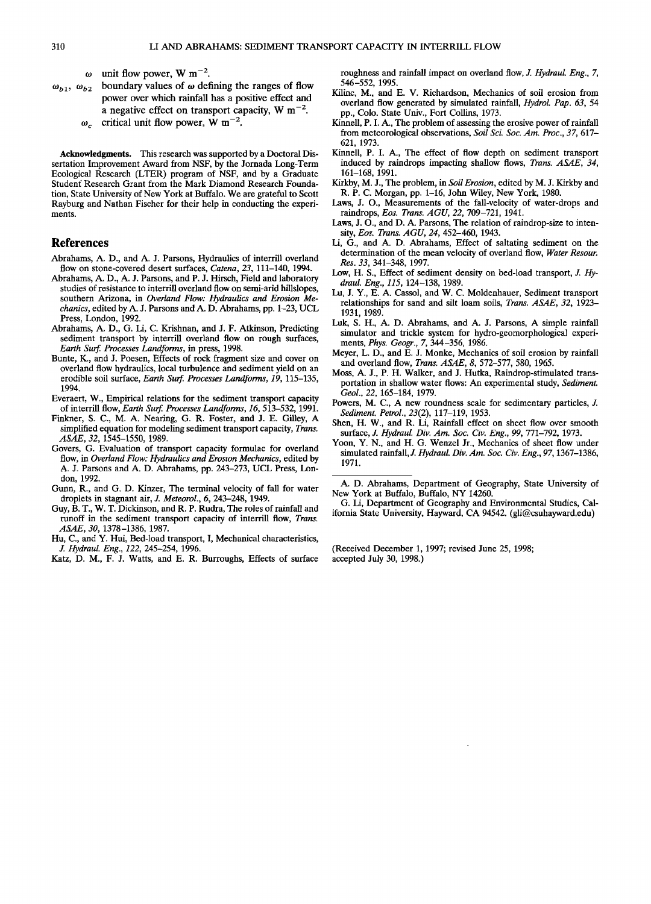$\omega$ unit flow power, W $m^{-2}$.

$\omega_{b1}$, $\omega_{b2}$ boundary values of $\omega$ defining the ranges of flow power over which rainfall has a positive effect and a negative effect on transport capacity, W $m^{-2}$.

$\omega_c$ critical unit flow power, W $m^{-2}$.

**Acknowledgments.** This research was supported by a Doctoral Dissertation Improvement Award from NSF, by the Jornada Long-Term Ecological Research (LTER) program of NSF, and by a Graduate Student Research Grant from the Mark Diamond Research Foundation, State University of New York at Buffalo. We are grateful to Scott Rayburg and Nathan Fischer for their help in conducting the experiments.

## References

Abrahams, A. D., and A. J. Parsons, Hydraulics of interrill overland flow on stone-covered desert surfaces, *Catena*, *23*, 111–140, 1994.

Abrahams, A. D., A. J. Parsons, and P. J. Hirsch, Field and laboratory studies of resistance to interrill overland flow on semi-arid hillslopes, southern Arizona, in *Overland Flow: Hydraulics and Erosion Mechanics*, edited by A. J. Parsons and A. D. Abrahams, pp. 1–23, UCL Press, London, 1992.

Abrahams, A. D., G. Li, C. Krishnan, and J. F. Atkinson, Predicting sediment transport by interrill overland flow on rough surfaces, *Earth Surf. Processes Landforms*, in press, 1998.

Bunte, K., and J. Poesen, Effects of rock fragment size and cover on overland flow hydraulics, local turbulence and sediment yield on an erodible soil surface, *Earth Surf. Processes Landforms*, *19*, 115–135, 1994.

Everaert, W., Empirical relations for the sediment transport capacity of interrill flow, *Earth Surf. Processes Landforms*, *16*, 513–532, 1991.

Finkner, S. C., M. A. Nearing, G. R. Foster, and J. E. Gilley, A simplified equation for modeling sediment transport capacity, *Trans. ASAE*, *32*, 1545–1550, 1989.

Govers, G. Evaluation of transport capacity formulae for overland flow, in *Overland Flow: Hydraulics and Erosion Mechanics*, edited by A. J. Parsons and A. D. Abrahams, pp. 243–273, UCL Press, London, 1992.

Gunn, R., and G. D. Kinzer, The terminal velocity of fall for water droplets in stagnant air, *J. Meteorol.*, *6*, 243–248, 1949.

Guy, B. T., W. T. Dickinson, and R. P. Rudra, The roles of rainfall and runoff in the sediment transport capacity of interrill flow, *Trans. ASAE*, *30*, 1378–1386, 1987.

Hu, C., and Y. Hui, Bed-load transport, I, Mechanical characteristics, *J. Hydraul. Eng.*, *122*, 245–254, 1996.

Katz, D. M., F. J. Watts, and E. R. Burroughs, Effects of surface roughness and rainfall impact on overland flow, *J. Hydraul. Eng.*, *7*, 546–552, 1995.

Kilinc, M., and E. V. Richardson, Mechanics of soil erosion from overland flow generated by simulated rainfall, *Hydrol. Pap. 63*, 54 pp., Colo. State Univ., Fort Collins, 1973.

Kinnell, P. I. A., The problem of assessing the erosive power of rainfall from meteorological observations, *Soil Sci. Soc. Am. Proc.*, *37*, 617–621, 1973.

Kinnell, P. I. A., The effect of flow depth on sediment transport induced by raindrops impacting shallow flows, *Trans. ASAE*, *34*, 161–168, 1991.

Kirkby, M. J., The problem, in *Soil Erosion*, edited by M. J. Kirkby and R. P. C. Morgan, pp. 1–16, John Wiley, New York, 1980.

Laws, J. O., Measurements of the fall-velocity of water-drops and raindrops, *Eos. Trans. AGU*, *22*, 709–721, 1941.

Laws, J. O., and D. A. Parsons, The relation of raindrop-size to intensity, *Eos. Trans. AGU*, *24*, 452–460, 1943.

Li, G., and A. D. Abrahams, Effect of saltating sediment on the determination of the mean velocity of overland flow, *Water Resour. Res.* *33*, 341–348, 1997.

Low, H. S., Effect of sediment density on bed-load transport, *J. Hydraul. Eng.*, *115*, 124–138, 1989.

Lu, J. Y., E. A. Cassol, and W. C. Moldenhauer, Sediment transport relationships for sand and silt loam soils, *Trans. ASAE*, *32*, 1923–1931, 1989.

Luk, S. H., A. D. Abrahams, and A. J. Parsons, A simple rainfall simulator and trickle system for hydro-geomorphological experiments, *Phys. Geogr.*, *7*, 344–356, 1986.

Meyer, L. D., and E. J. Monke, Mechanics of soil erosion by rainfall and overland flow, *Trans. ASAE*, *8*, 572–577, 580, 1965.

Moss, A. J., P. H. Walker, and J. Hutka, Raindrop-stimulated transportation in shallow water flows: An experimental study, *Sediment. Geol.*, *22*, 165–184, 1979.

Powers, M. C., A new roundness scale for sedimentary particles, *J. Sediment. Petrol.*, *23*(2), 117–119, 1953.

Shen, H. W., and R. Li, Rainfall effect on sheet flow over smooth surface, *J. Hydraul. Div. Am. Soc. Civ. Eng.*, *99*, 771–792, 1973.

Yoon, Y. N., and H. G. Wenzel Jr., Mechanics of sheet flow under simulated rainfall, *J. Hydraul. Div. Am. Soc. Civ. Eng.*, *97*, 1367–1386, 1971.

A. D. Abrahams, Department of Geography, State University of New York at Buffalo, Buffalo, NY 14260.

G. Li, Department of Geography and Environmental Studies, California State University, Hayward, CA 94542. (gli@csuhayward.edu)

(Received December 1, 1997; revised June 25, 1998; accepted July 30, 1998.)